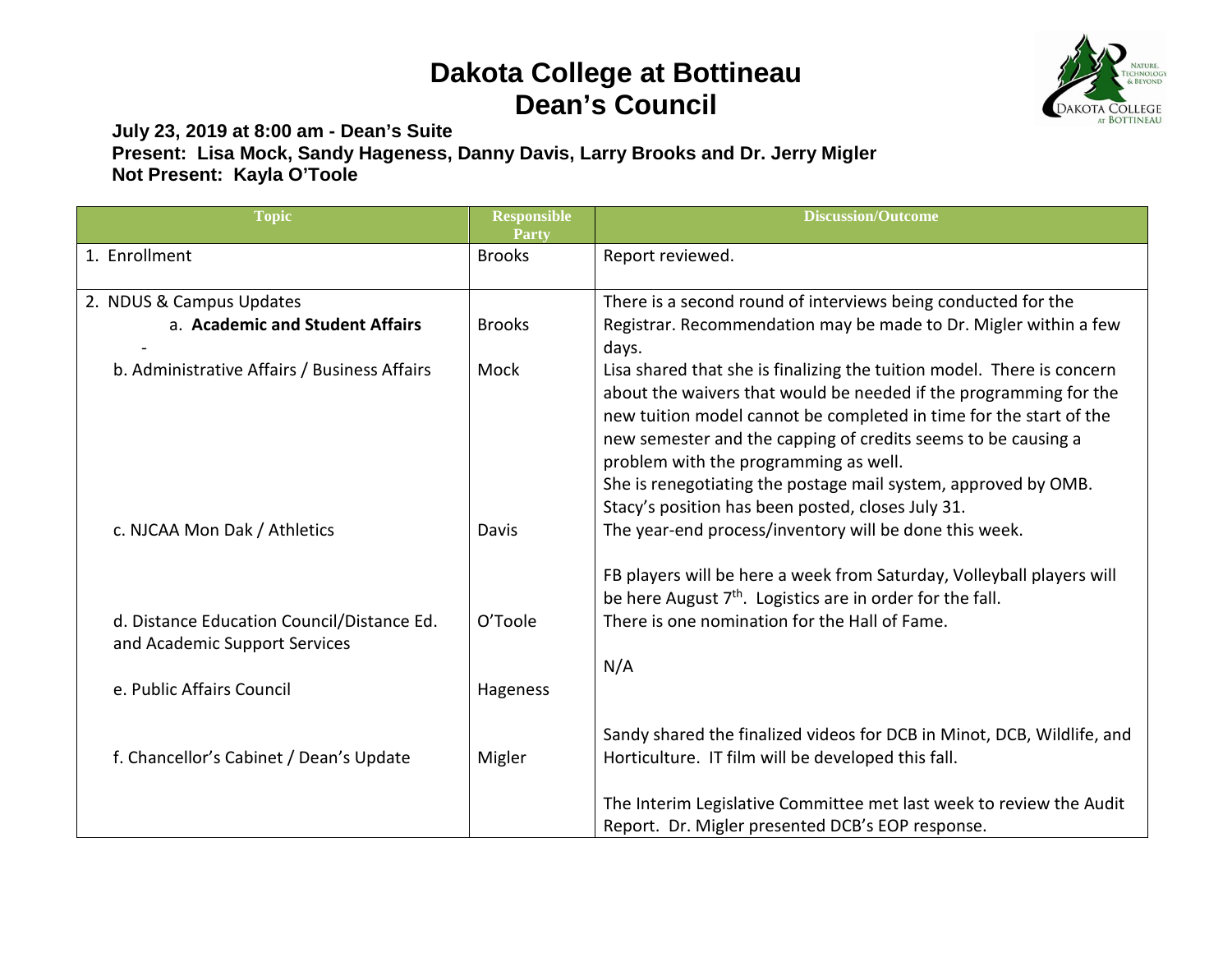# Dakota College at Bottineau
# Dean's Council

**July 23, 2019 at 8:00 am - Dean's Suite**
**Present: Lisa Mock, Sandy Hageness, Danny Davis, Larry Brooks and Dr. Jerry Migler**
**Not Present: Kayla O'Toole**

| Topic | Responsible Party | Discussion/Outcome |
|---|---|---|
| 1. Enrollment | Brooks | Report reviewed. |
| 2. NDUS & Campus Updates<br>a. **Academic and Student Affairs**<br>- | Brooks | There is a second round of interviews being conducted for the Registrar. Recommendation may be made to Dr. Migler within a few days. |
| b. Administrative Affairs / Business Affairs | Mock | Lisa shared that she is finalizing the tuition model. There is concern about the waivers that would be needed if the programming for the new tuition model cannot be completed in time for the start of the new semester and the capping of credits seems to be causing a problem with the programming as well.<br>She is renegotiating the postage mail system, approved by OMB.<br>Stacy's position has been posted, closes July 31. |
| c. NJCAA Mon Dak / Athletics | Davis | The year-end process/inventory will be done this week.<br><br>FB players will be here a week from Saturday, Volleyball players will be here August 7th. Logistics are in order for the fall.<br>There is one nomination for the Hall of Fame. |
| d. Distance Education Council/Distance Ed. and Academic Support Services | O'Toole | N/A |
| e. Public Affairs Council | Hageness | Sandy shared the finalized videos for DCB in Minot, DCB, Wildlife, and Horticulture. IT film will be developed this fall. |
| f. Chancellor's Cabinet / Dean's Update | Migler | The Interim Legislative Committee met last week to review the Audit Report. Dr. Migler presented DCB's EOP response. |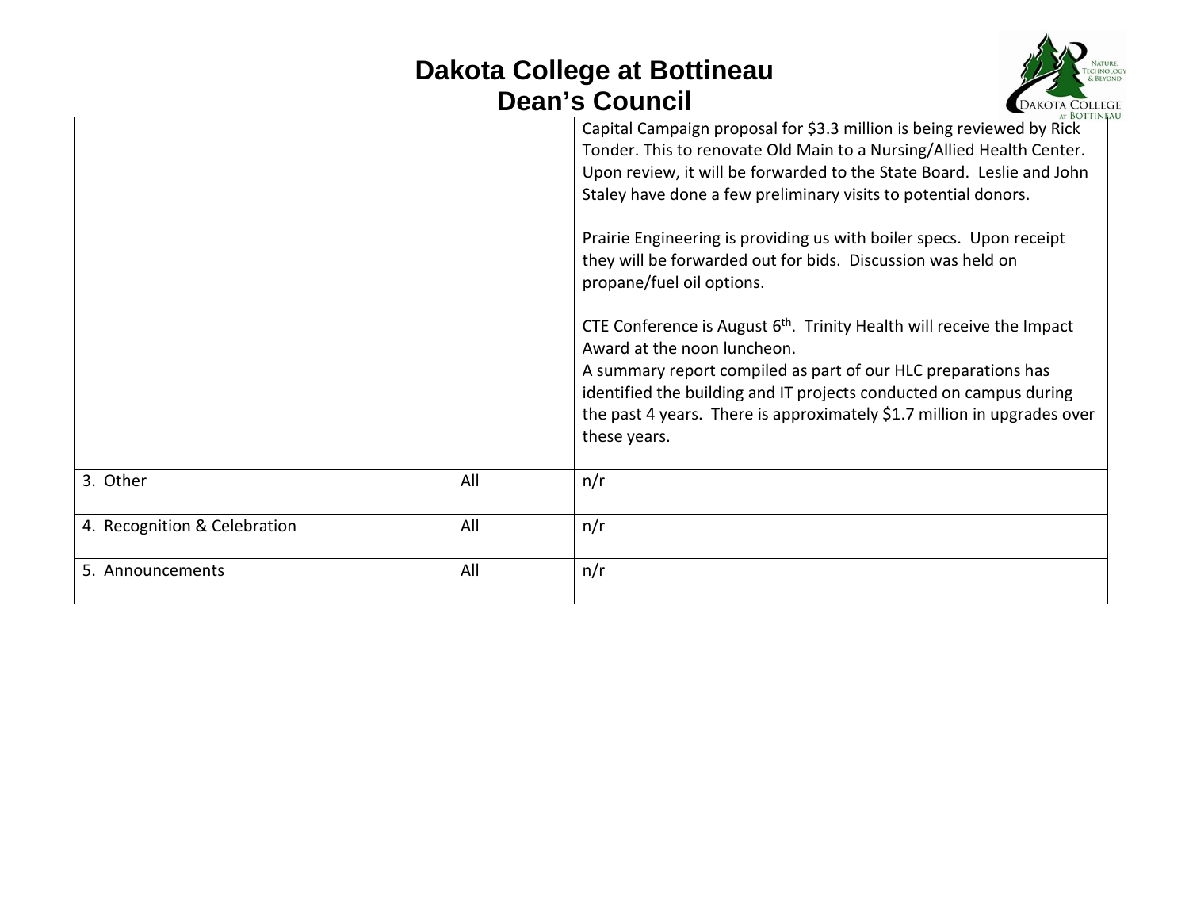# Dakota College at Bottineau
## Dean's Council

| | | |
|---|---|---|
| | | Capital Campaign proposal for $3.3 million is being reviewed by Rick Tonder. This to renovate Old Main to a Nursing/Allied Health Center. Upon review, it will be forwarded to the State Board. Leslie and John Staley have done a few preliminary visits to potential donors.<br><br>Prairie Engineering is providing us with boiler specs. Upon receipt they will be forwarded out for bids. Discussion was held on propane/fuel oil options.<br><br>CTE Conference is August 6th. Trinity Health will receive the Impact Award at the noon luncheon.<br>A summary report compiled as part of our HLC preparations has identified the building and IT projects conducted on campus during the past 4 years. There is approximately $1.7 million in upgrades over these years. |
| 3. Other | All | n/r |
| 4. Recognition & Celebration | All | n/r |
| 5. Announcements | All | n/r |